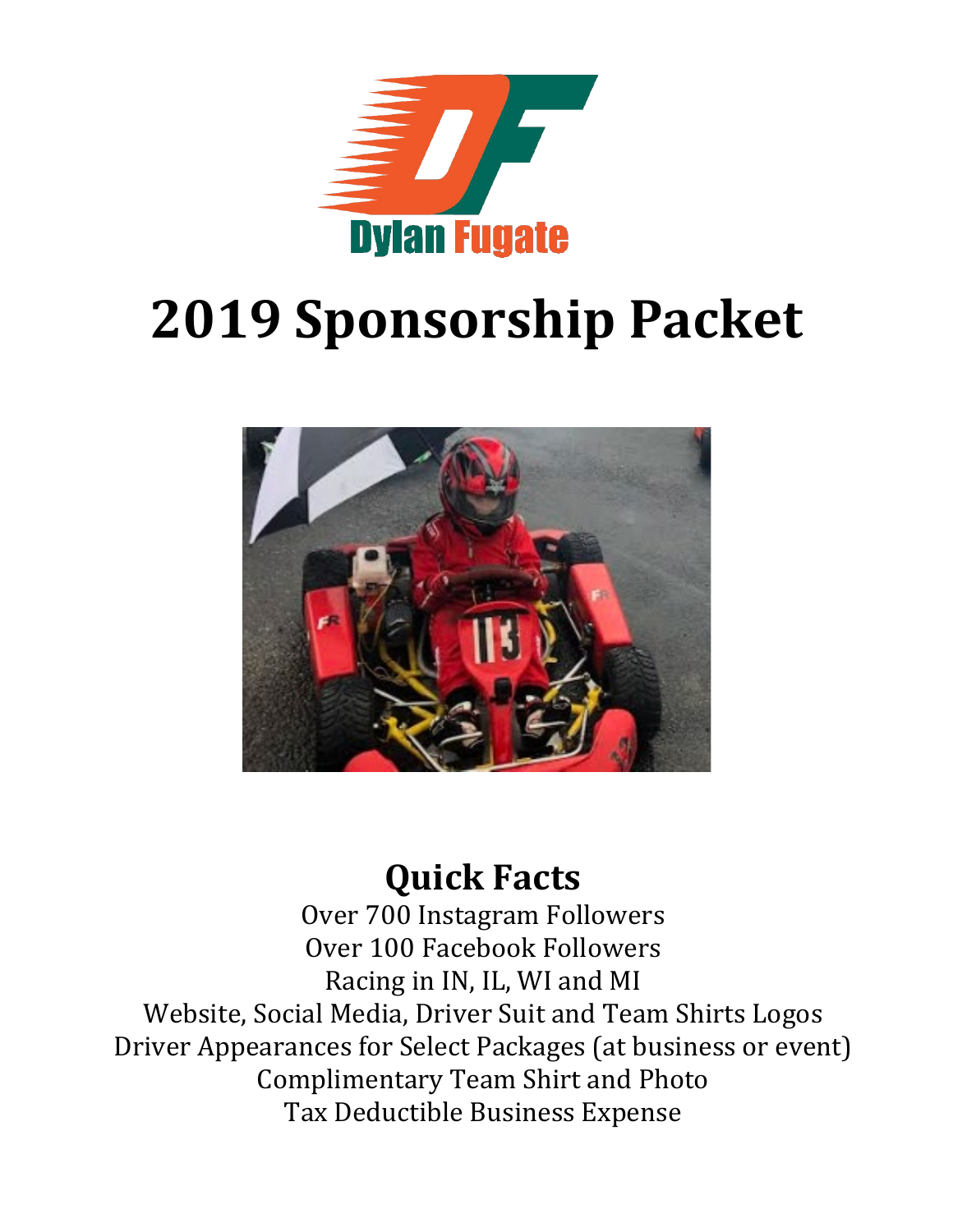Dylan Fugate

# 2019 Sponsorship Packet

## Quick Facts

Over 700 Instagram Followers
Over 100 Facebook Followers
Racing in IN, IL, WI and MI
Website, Social Media, Driver Suit and Team Shirts Logos
Driver Appearances for Select Packages (at business or event)
Complimentary Team Shirt and Photo
Tax Deductible Business Expense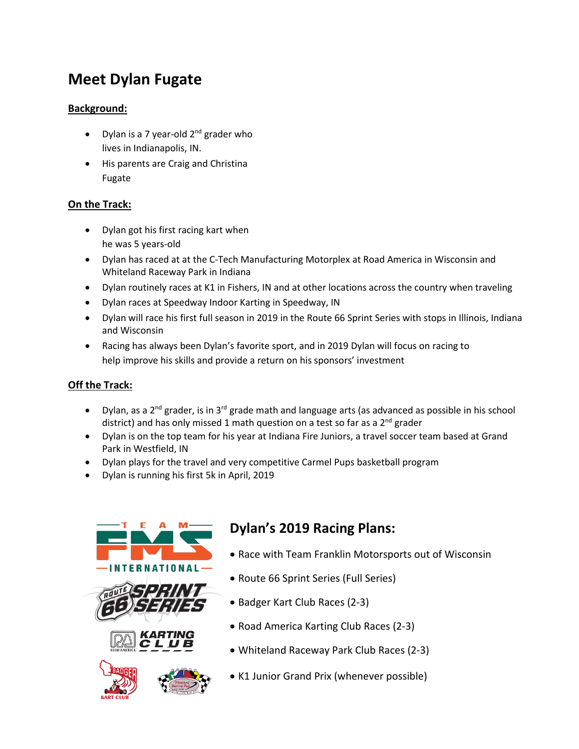# Meet Dylan Fugate

## Background:

- Dylan is a 7 year-old 2nd grader who lives in Indianapolis, IN.
- His parents are Craig and Christina Fugate

## On the Track:

- Dylan got his first racing kart when he was 5 years-old
- Dylan has raced at at the C-Tech Manufacturing Motorplex at Road America in Wisconsin and Whiteland Raceway Park in Indiana
- Dylan routinely races at K1 in Fishers, IN and at other locations across the country when traveling
- Dylan races at Speedway Indoor Karting in Speedway, IN
- Dylan will race his first full season in 2019 in the Route 66 Sprint Series with stops in Illinois, Indiana and Wisconsin
- Racing has always been Dylan's favorite sport, and in 2019 Dylan will focus on racing to help improve his skills and provide a return on his sponsors' investment

## Off the Track:

- Dylan, as a 2nd grader, is in 3rd grade math and language arts (as advanced as possible in his school district) and has only missed 1 math question on a test so far as a 2nd grader
- Dylan is on the top team for his year at Indiana Fire Juniors, a travel soccer team based at Grand Park in Westfield, IN
- Dylan plays for the travel and very competitive Carmel Pups basketball program
- Dylan is running his first 5k in April, 2019

## Dylan's 2019 Racing Plans:

- Race with Team Franklin Motorsports out of Wisconsin
- Route 66 Sprint Series (Full Series)
- Badger Kart Club Races (2-3)
- Road America Karting Club Races (2-3)
- Whiteland Raceway Park Club Races (2-3)
- K1 Junior Grand Prix (whenever possible)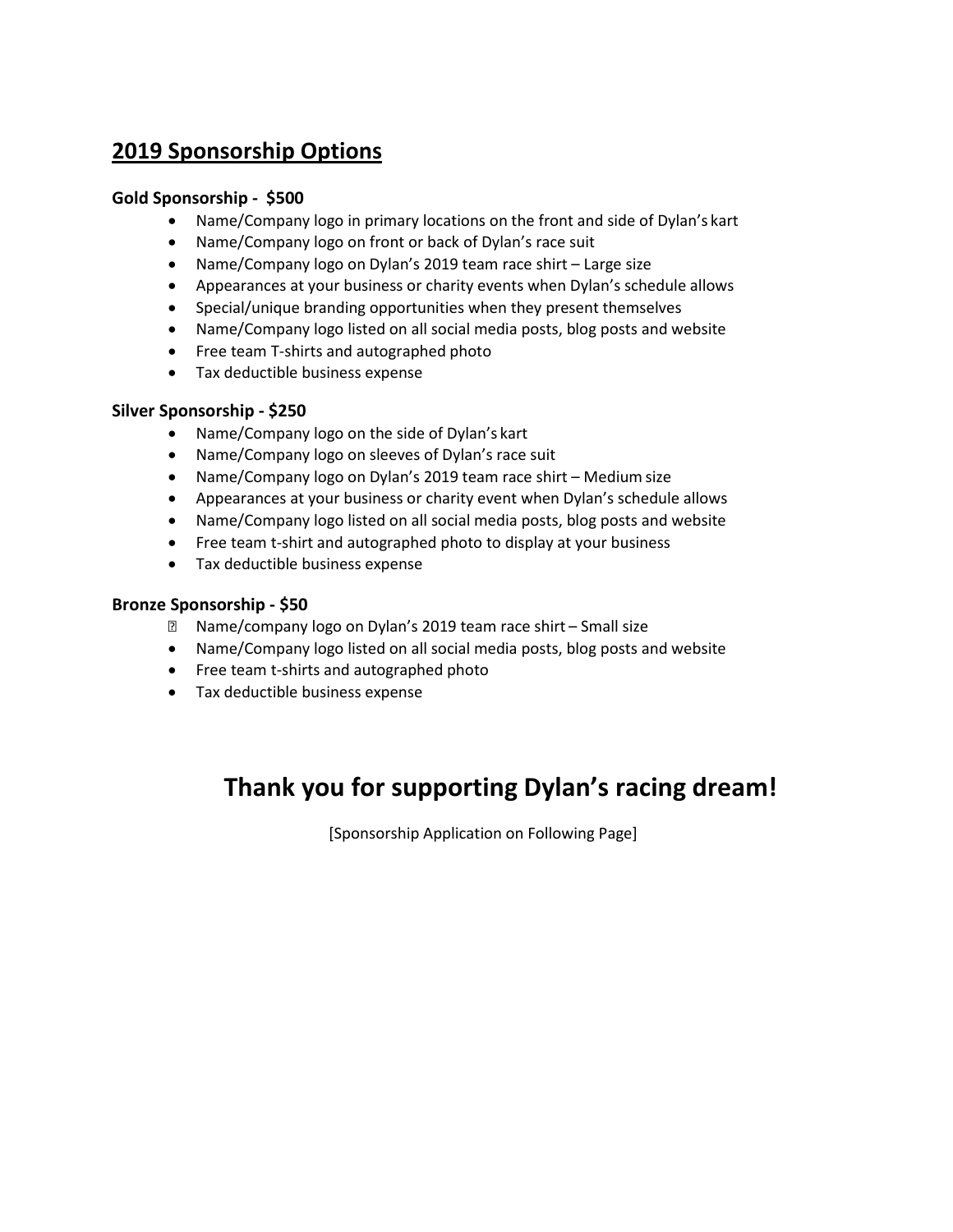## 2019 Sponsorship Options

**Gold Sponsorship - $500**

- Name/Company logo in primary locations on the front and side of Dylan's kart
- Name/Company logo on front or back of Dylan's race suit
- Name/Company logo on Dylan's 2019 team race shirt – Large size
- Appearances at your business or charity events when Dylan's schedule allows
- Special/unique branding opportunities when they present themselves
- Name/Company logo listed on all social media posts, blog posts and website
- Free team T-shirts and autographed photo
- Tax deductible business expense

**Silver Sponsorship - $250**

- Name/Company logo on the side of Dylan's kart
- Name/Company logo on sleeves of Dylan's race suit
- Name/Company logo on Dylan's 2019 team race shirt – Medium size
- Appearances at your business or charity event when Dylan's schedule allows
- Name/Company logo listed on all social media posts, blog posts and website
- Free team t-shirt and autographed photo to display at your business
- Tax deductible business expense

**Bronze Sponsorship - $50**

- Name/company logo on Dylan's 2019 team race shirt – Small size
- Name/Company logo listed on all social media posts, blog posts and website
- Free team t-shirts and autographed photo
- Tax deductible business expense

# Thank you for supporting Dylan's racing dream!

[Sponsorship Application on Following Page]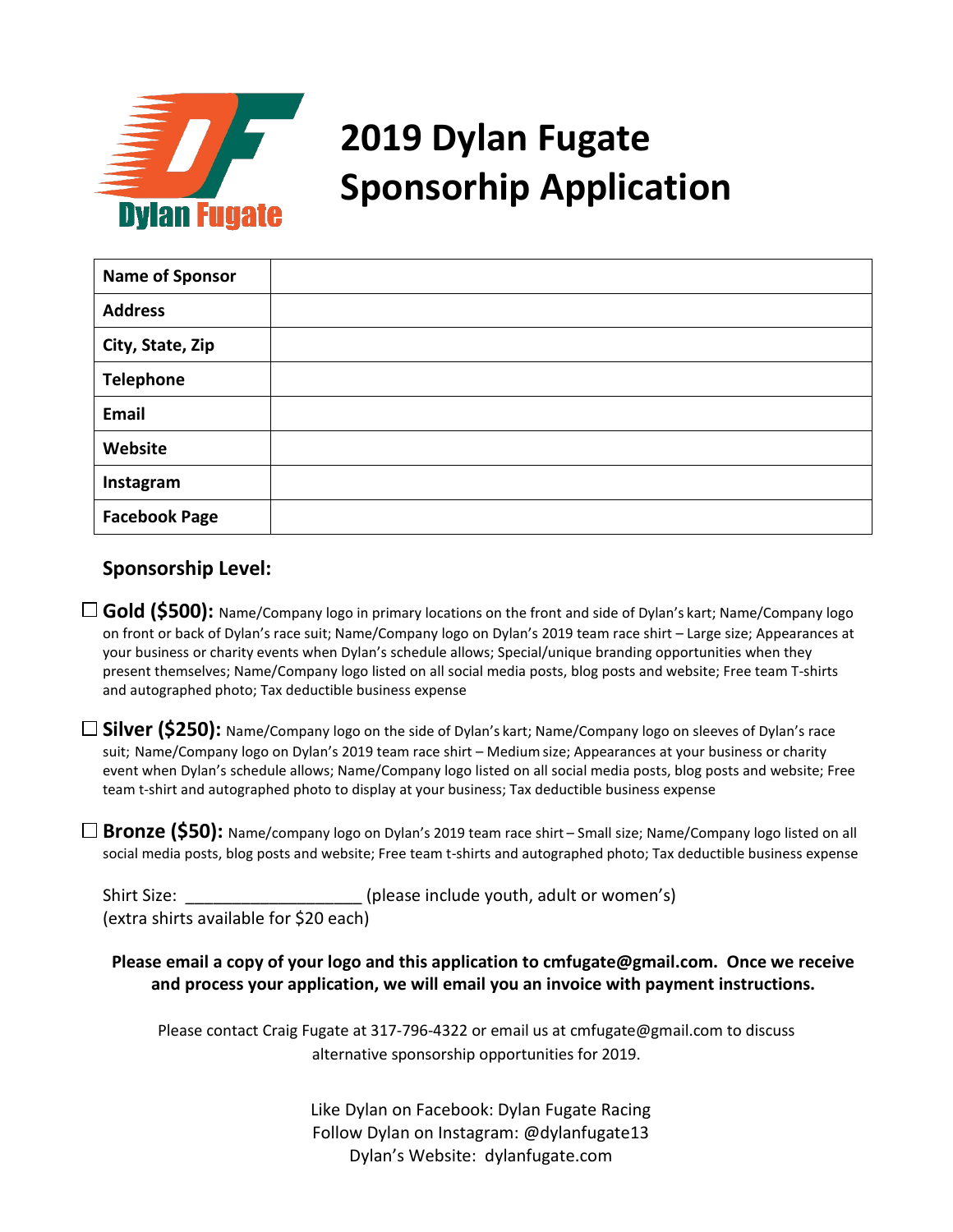Dylan Fugate

# 2019 Dylan Fugate Sponsorhip Application

| | |
|---|---|
| **Name of Sponsor** | |
| **Address** | |
| **City, State, Zip** | |
| **Telephone** | |
| **Email** | |
| **Website** | |
| **Instagram** | |
| **Facebook Page** | |

## Sponsorship Level:

☐ **Gold ($500):** Name/Company logo in primary locations on the front and side of Dylan's kart; Name/Company logo on front or back of Dylan's race suit; Name/Company logo on Dylan's 2019 team race shirt – Large size; Appearances at your business or charity events when Dylan's schedule allows; Special/unique branding opportunities when they present themselves; Name/Company logo listed on all social media posts, blog posts and website; Free team T-shirts and autographed photo; Tax deductible business expense

☐ **Silver ($250):** Name/Company logo on the side of Dylan's kart; Name/Company logo on sleeves of Dylan's race suit; Name/Company logo on Dylan's 2019 team race shirt – Medium size; Appearances at your business or charity event when Dylan's schedule allows; Name/Company logo listed on all social media posts, blog posts and website; Free team t-shirt and autographed photo to display at your business; Tax deductible business expense

☐ **Bronze ($50):** Name/company logo on Dylan's 2019 team race shirt – Small size; Name/Company logo listed on all social media posts, blog posts and website; Free team t-shirts and autographed photo; Tax deductible business expense

Shirt Size: __________________ (please include youth, adult or women's)
(extra shirts available for $20 each)

**Please email a copy of your logo and this application to cmfugate@gmail.com. Once we receive and process your application, we will email you an invoice with payment instructions.**

Please contact Craig Fugate at 317-796-4322 or email us at cmfugate@gmail.com to discuss alternative sponsorship opportunities for 2019.

Like Dylan on Facebook: Dylan Fugate Racing
Follow Dylan on Instagram: @dylanfugate13
Dylan's Website: dylanfugate.com